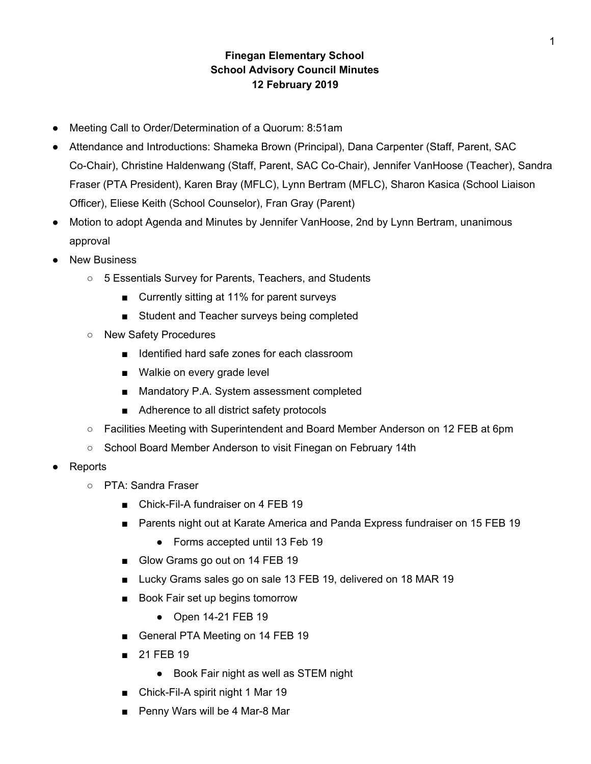**Finegan Elementary School**
**School Advisory Council Minutes**
**12 February 2019**

- Meeting Call to Order/Determination of a Quorum: 8:51am
- Attendance and Introductions: Shameka Brown (Principal), Dana Carpenter (Staff, Parent, SAC Co-Chair), Christine Haldenwang (Staff, Parent, SAC Co-Chair), Jennifer VanHoose (Teacher), Sandra Fraser (PTA President), Karen Bray (MFLC), Lynn Bertram (MFLC), Sharon Kasica (School Liaison Officer), Eliese Keith (School Counselor), Fran Gray (Parent)
- Motion to adopt Agenda and Minutes by Jennifer VanHoose, 2nd by Lynn Bertram, unanimous approval
- New Business
  - 5 Essentials Survey for Parents, Teachers, and Students
    - Currently sitting at 11% for parent surveys
    - Student and Teacher surveys being completed
  - New Safety Procedures
    - Identified hard safe zones for each classroom
    - Walkie on every grade level
    - Mandatory P.A. System assessment completed
    - Adherence to all district safety protocols
  - Facilities Meeting with Superintendent and Board Member Anderson on 12 FEB at 6pm
  - School Board Member Anderson to visit Finegan on February 14th
- Reports
  - PTA: Sandra Fraser
    - Chick-Fil-A fundraiser on 4 FEB 19
    - Parents night out at Karate America and Panda Express fundraiser on 15 FEB 19
      - Forms accepted until 13 Feb 19
    - Glow Grams go out on 14 FEB 19
    - Lucky Grams sales go on sale 13 FEB 19, delivered on 18 MAR 19
    - Book Fair set up begins tomorrow
      - Open 14-21 FEB 19
    - General PTA Meeting on 14 FEB 19
    - 21 FEB 19
      - Book Fair night as well as STEM night
    - Chick-Fil-A spirit night 1 Mar 19
    - Penny Wars will be 4 Mar-8 Mar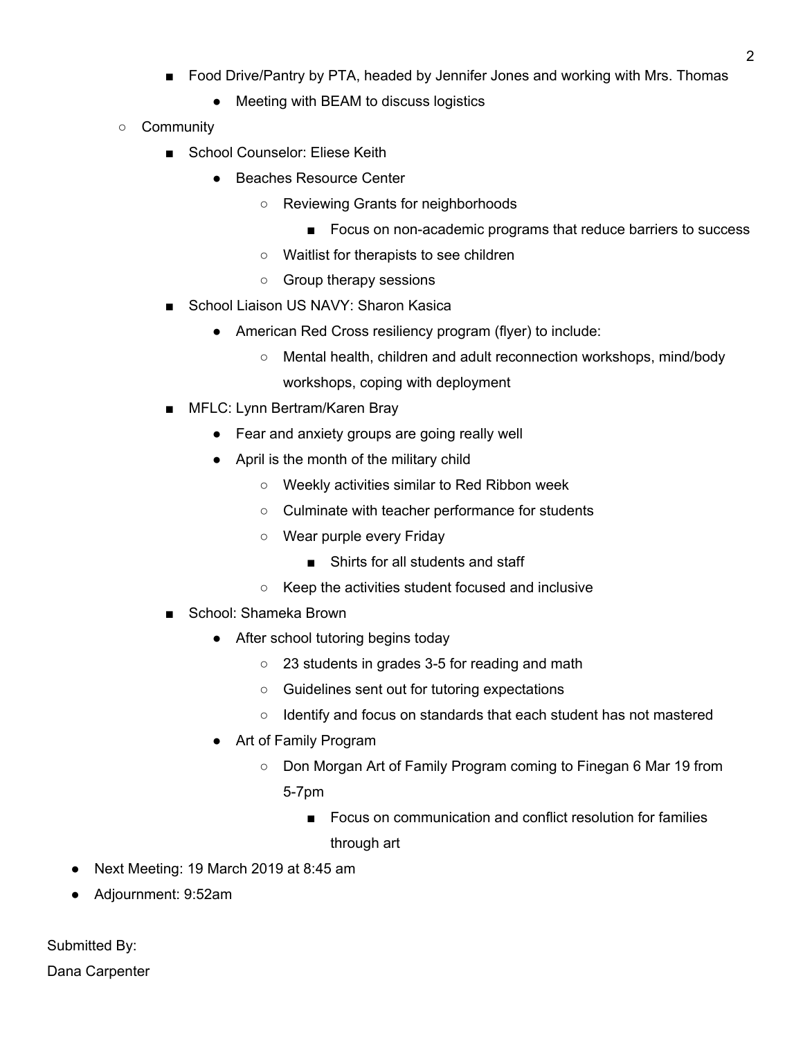- Food Drive/Pantry by PTA, headed by Jennifer Jones and working with Mrs. Thomas
            - Meeting with BEAM to discuss logistics
    - Community
        - School Counselor: Eliese Keith
            - Beaches Resource Center
                - Reviewing Grants for neighborhoods
                    - Focus on non-academic programs that reduce barriers to success
                - Waitlist for therapists to see children
                - Group therapy sessions
        - School Liaison US NAVY: Sharon Kasica
            - American Red Cross resiliency program (flyer) to include:
                - Mental health, children and adult reconnection workshops, mind/body workshops, coping with deployment
        - MFLC: Lynn Bertram/Karen Bray
            - Fear and anxiety groups are going really well
            - April is the month of the military child
                - Weekly activities similar to Red Ribbon week
                - Culminate with teacher performance for students
                - Wear purple every Friday
                    - Shirts for all students and staff
                - Keep the activities student focused and inclusive
        - School: Shameka Brown
            - After school tutoring begins today
                - 23 students in grades 3-5 for reading and math
                - Guidelines sent out for tutoring expectations
                - Identify and focus on standards that each student has not mastered
            - Art of Family Program
                - Don Morgan Art of Family Program coming to Finegan 6 Mar 19 from 5-7pm
                    - Focus on communication and conflict resolution for families through art
- Next Meeting: 19 March 2019 at 8:45 am
- Adjournment: 9:52am

Submitted By:
Dana Carpenter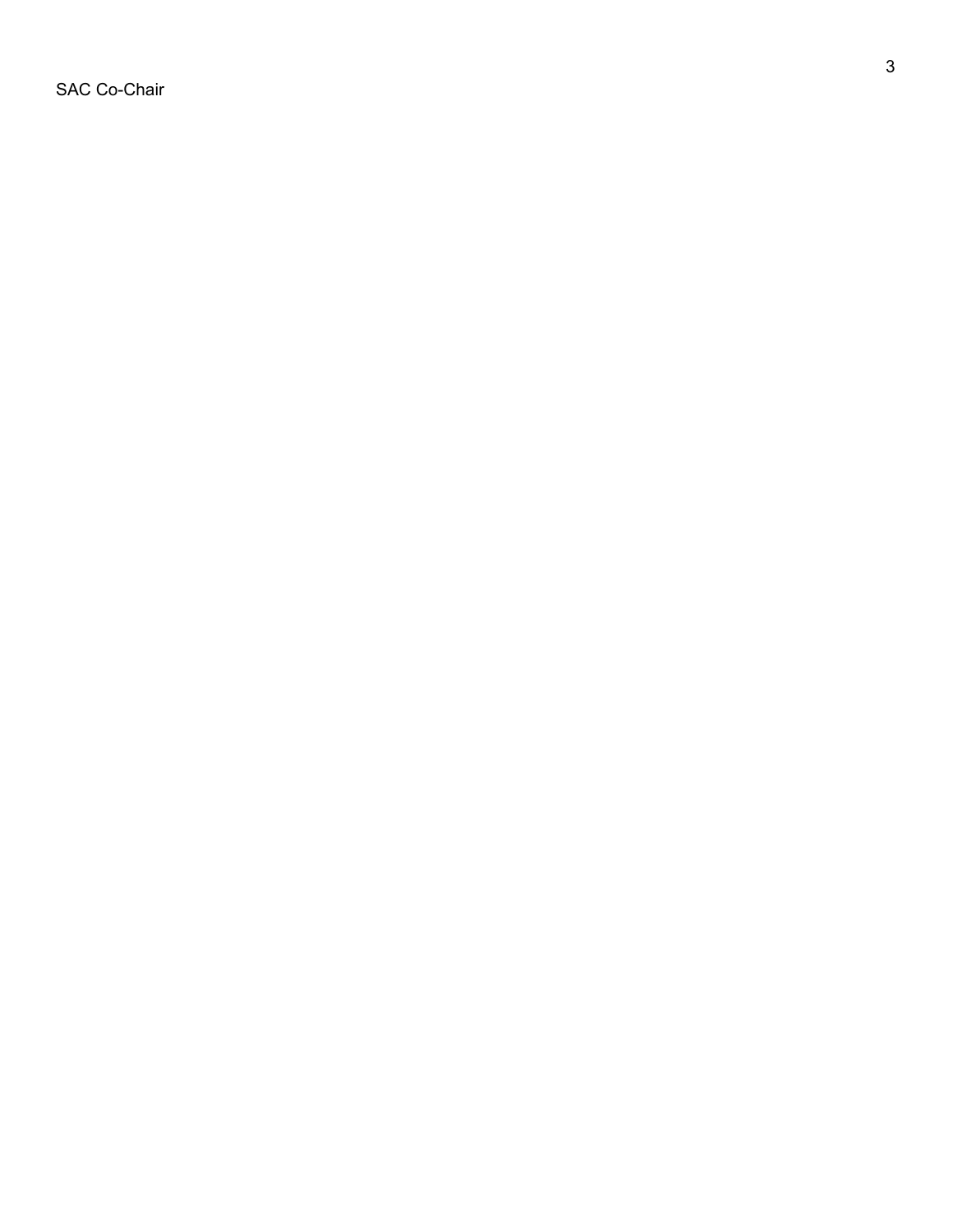SAC Co-Chair